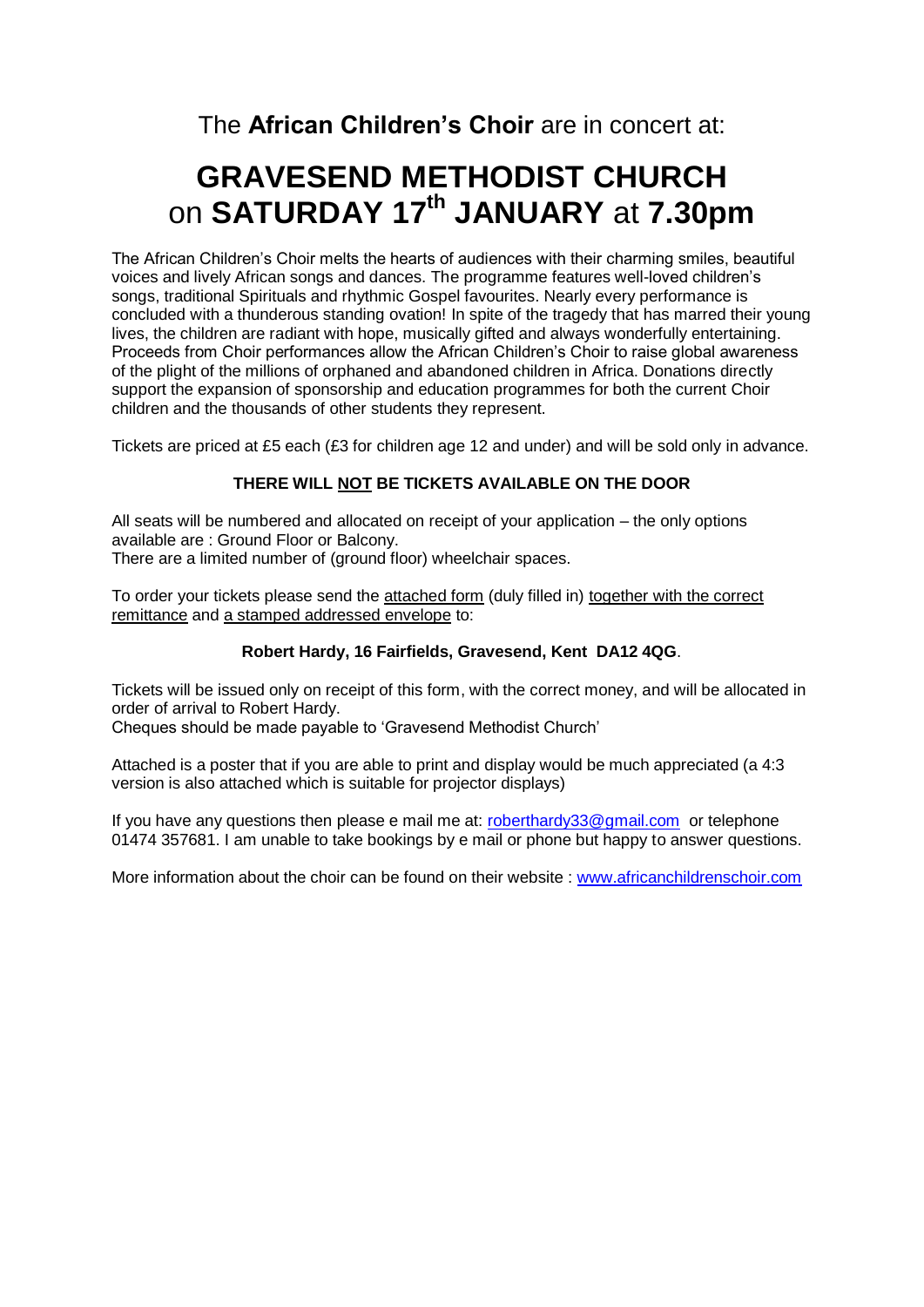The **African Children's Choir** are in concert at:

# GRAVESEND METHODIST CHURCH on SATURDAY 17th JANUARY at 7.30pm

The African Children's Choir melts the hearts of audiences with their charming smiles, beautiful voices and lively African songs and dances. The programme features well-loved children's songs, traditional Spirituals and rhythmic Gospel favourites. Nearly every performance is concluded with a thunderous standing ovation! In spite of the tragedy that has marred their young lives, the children are radiant with hope, musically gifted and always wonderfully entertaining. Proceeds from Choir performances allow the African Children's Choir to raise global awareness of the plight of the millions of orphaned and abandoned children in Africa. Donations directly support the expansion of sponsorship and education programmes for both the current Choir children and the thousands of other students they represent.

Tickets are priced at £5 each (£3 for children age 12 and under) and will be sold only in advance.

**THERE WILL NOT BE TICKETS AVAILABLE ON THE DOOR**

All seats will be numbered and allocated on receipt of your application – the only options available are : Ground Floor or Balcony.
There are a limited number of (ground floor) wheelchair spaces.

To order your tickets please send the attached form (duly filled in) together with the correct remittance and a stamped addressed envelope to:

**Robert Hardy, 16 Fairfields, Gravesend, Kent DA12 4QG**.

Tickets will be issued only on receipt of this form, with the correct money, and will be allocated in order of arrival to Robert Hardy.
Cheques should be made payable to 'Gravesend Methodist Church'

Attached is a poster that if you are able to print and display would be much appreciated (a 4:3 version is also attached which is suitable for projector displays)

If you have any questions then please e mail me at: roberthardy33@gmail.com or telephone 01474 357681. I am unable to take bookings by e mail or phone but happy to answer questions.

More information about the choir can be found on their website : www.africanchildrenschoir.com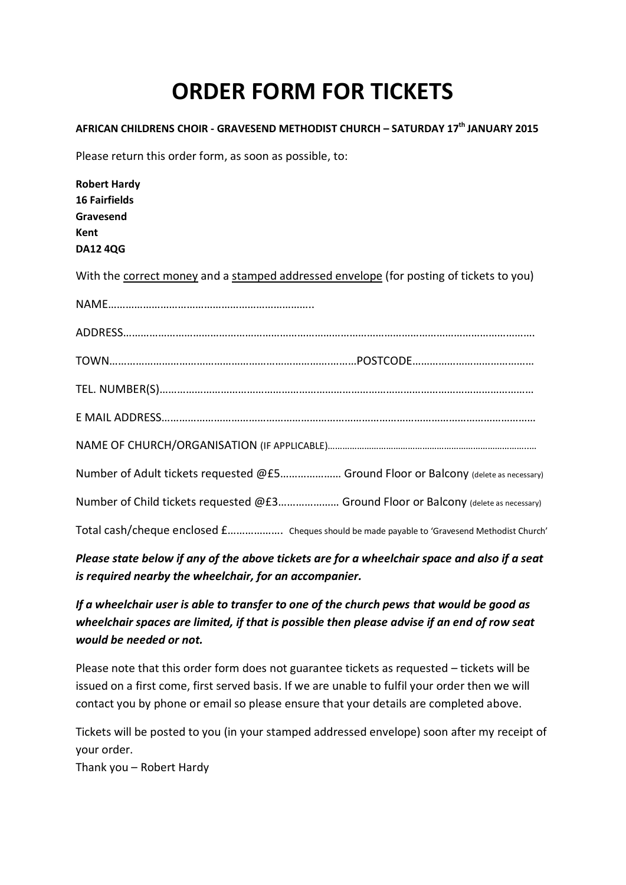# ORDER FORM FOR TICKETS

**AFRICAN CHILDRENS CHOIR - GRAVESEND METHODIST CHURCH – SATURDAY 17th JANUARY 2015**

Please return this order form, as soon as possible, to:

**Robert Hardy**
**16 Fairfields**
**Gravesend**
**Kent**
**DA12 4QG**

With the correct money and a stamped addressed envelope (for posting of tickets to you)

NAME………………………………………………………………..

ADDRESS…………………………………………………………………………………………………………………………….

TOWN…………………………………………………………………………POSTCODE……………………………………

TEL. NUMBER(S)……………………………………………………………………………………………………………………

E MAIL ADDRESS…………………………………………………………………………………………………………………

NAME OF CHURCH/ORGANISATION (IF APPLICABLE)…………………………………………………………………………

Number of Adult tickets requested @£5………………… Ground Floor or Balcony (delete as necessary)

Number of Child tickets requested @£3………………… Ground Floor or Balcony (delete as necessary)

Total cash/cheque enclosed £……………… Cheques should be made payable to 'Gravesend Methodist Church'

***Please state below if any of the above tickets are for a wheelchair space and also if a seat is required nearby the wheelchair, for an accompanier.***

***If a wheelchair user is able to transfer to one of the church pews that would be good as wheelchair spaces are limited, if that is possible then please advise if an end of row seat would be needed or not.***

Please note that this order form does not guarantee tickets as requested – tickets will be issued on a first come, first served basis. If we are unable to fulfil your order then we will contact you by phone or email so please ensure that your details are completed above.

Tickets will be posted to you (in your stamped addressed envelope) soon after my receipt of your order.
Thank you – Robert Hardy